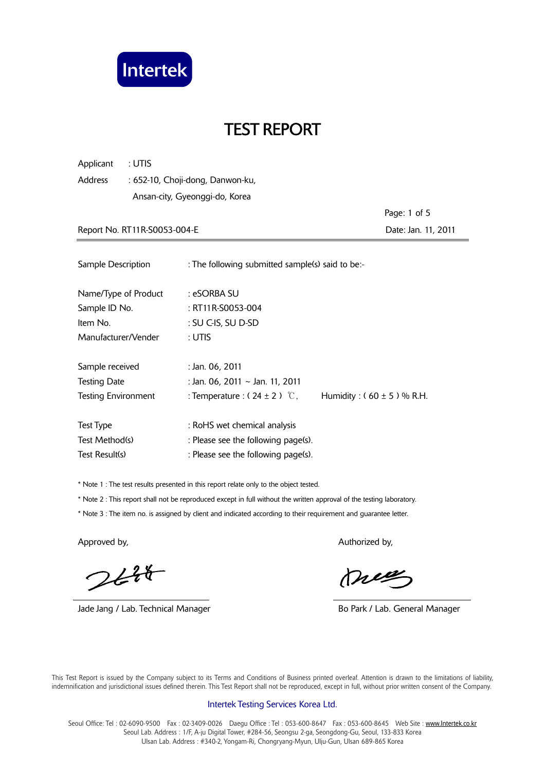Intertek

# TEST REPORT

Applicant : UTIS

Address : 652-10, Choji-dong, Danwon-ku,
Ansan-city, Gyeonggi-do, Korea

Page: 1 of 5

Report No. RT11R-S0053-004-E

Date: Jan. 11, 2011

---

Sample Description : The following submitted sample(s) said to be:-

Name/Type of Product : eSORBA SU
Sample ID No. : RT11R-S0053-004
Item No. : SU C-IS, SU D-SD
Manufacturer/Vender : UTIS

Sample received : Jan. 06, 2011
Testing Date : Jan. 06, 2011 ~ Jan. 11, 2011
Testing Environment : Temperature : ( 24 ± 2 ) ℃, Humidity : ( 60 ± 5 ) % R.H.

Test Type : RoHS wet chemical analysis
Test Method(s) : Please see the following page(s).
Test Result(s) : Please see the following page(s).

* Note 1 : The test results presented in this report relate only to the object tested.
* Note 2 : This report shall not be reproduced except in full without the written approval of the testing laboratory.
* Note 3 : The item no. is assigned by client and indicated according to their requirement and guarantee letter.

Approved by,

Jade Jang / Lab. Technical Manager

Authorized by,

Bo Park / Lab. General Manager

This Test Report is issued by the Company subject to its Terms and Conditions of Business printed overleaf. Attention is drawn to the limitations of liability, indemnification and jurisdictional issues defined therein. This Test Report shall not be reproduced, except in full, without prior written consent of the Company.

Intertek Testing Services Korea Ltd.

Seoul Office: Tel : 02-6090-9500 Fax : 02-3409-0026 Daegu Office : Tel : 053-600-8647 Fax : 053-600-8645 Web Site : www.Intertek.co.kr
Seoul Lab. Address : 1/F, A-ju Digital Tower, #284-56, Seongsu 2-ga, Seongdong-Gu, Seoul, 133-833 Korea
Ulsan Lab. Address : #340-2, Yongam-Ri, Chongryang-Myun, Ulju-Gun, Ulsan 689-865 Korea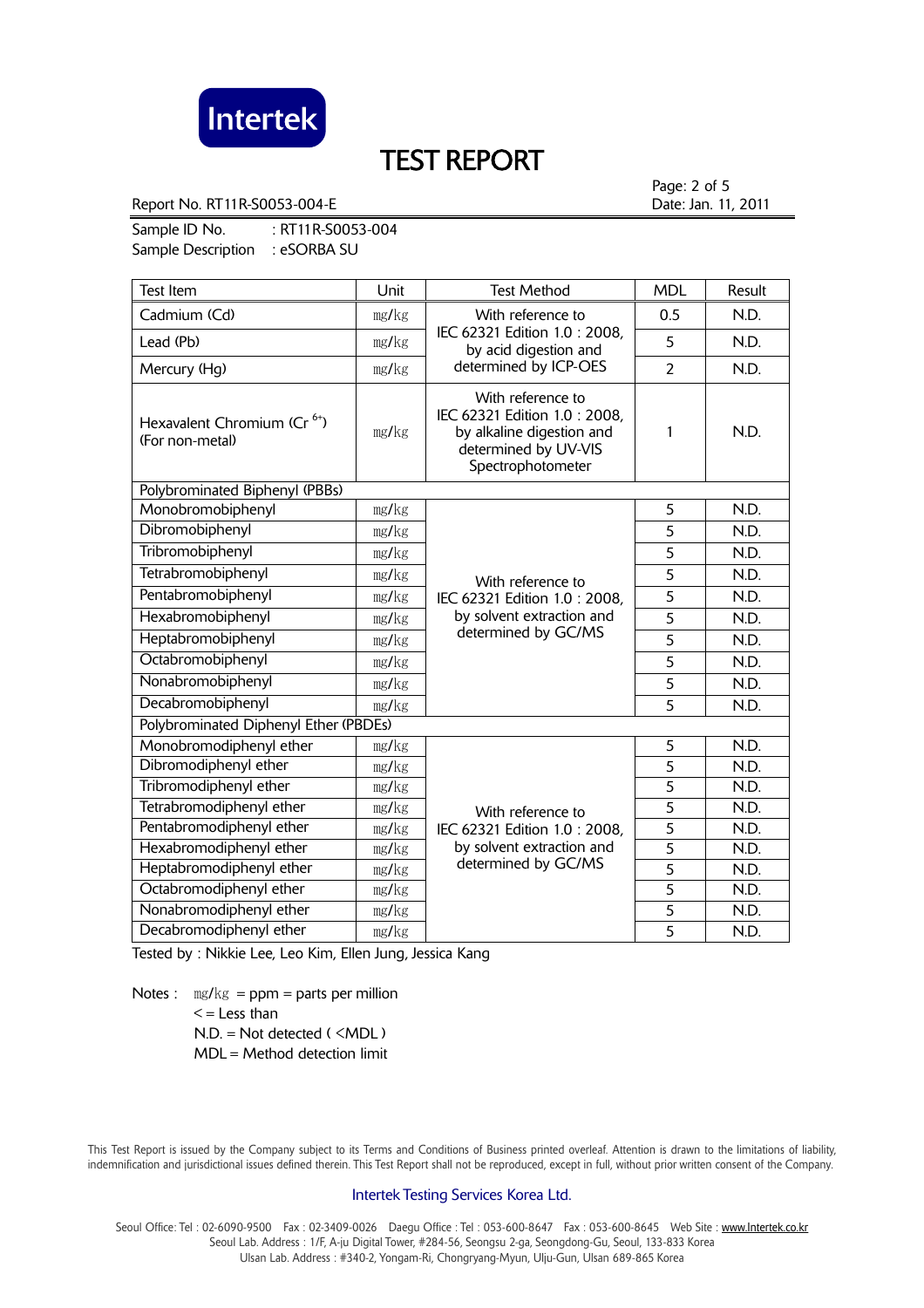# TEST REPORT

Report No. RT11R-S0053-004-E

Sample ID No. : RT11R-S0053-004
Sample Description : eSORBA SU

| Test Item | Unit | Test Method | MDL | Result |
|---|---|---|---|---|
| Cadmium (Cd) | mg/kg | With reference to IEC 62321 Edition 1.0 : 2008, by acid digestion and determined by ICP-OES | 0.5 | N.D. |
| Lead (Pb) | mg/kg | | 5 | N.D. |
| Mercury (Hg) | mg/kg | | 2 | N.D. |
| Hexavalent Chromium ($Cr^{6+}$) (For non-metal) | mg/kg | With reference to IEC 62321 Edition 1.0 : 2008, by alkaline digestion and determined by UV-VIS Spectrophotometer | 1 | N.D. |
| Polybrominated Biphenyl (PBBs) | | | | |
| Monobromobiphenyl | mg/kg | With reference to IEC 62321 Edition 1.0 : 2008, by solvent extraction and determined by GC/MS | 5 | N.D. |
| Dibromobiphenyl | mg/kg | | 5 | N.D. |
| Tribromobiphenyl | mg/kg | | 5 | N.D. |
| Tetrabromobiphenyl | mg/kg | | 5 | N.D. |
| Pentabromobiphenyl | mg/kg | | 5 | N.D. |
| Hexabromobiphenyl | mg/kg | | 5 | N.D. |
| Heptabromobiphenyl | mg/kg | | 5 | N.D. |
| Octabromobiphenyl | mg/kg | | 5 | N.D. |
| Nonabromobiphenyl | mg/kg | | 5 | N.D. |
| Decabromobiphenyl | mg/kg | | 5 | N.D. |
| Polybrominated Diphenyl Ether (PBDEs) | | | | |
| Monobromodiphenyl ether | mg/kg | With reference to IEC 62321 Edition 1.0 : 2008, by solvent extraction and determined by GC/MS | 5 | N.D. |
| Dibromodiphenyl ether | mg/kg | | 5 | N.D. |
| Tribromodiphenyl ether | mg/kg | | 5 | N.D. |
| Tetrabromodiphenyl ether | mg/kg | | 5 | N.D. |
| Pentabromodiphenyl ether | mg/kg | | 5 | N.D. |
| Hexabromodiphenyl ether | mg/kg | | 5 | N.D. |
| Heptabromodiphenyl ether | mg/kg | | 5 | N.D. |
| Octabromodiphenyl ether | mg/kg | | 5 | N.D. |
| Nonabromodiphenyl ether | mg/kg | | 5 | N.D. |
| Decabromodiphenyl ether | mg/kg | | 5 | N.D. |

Tested by : Nikkie Lee, Leo Kim, Ellen Jung, Jessica Kang

Notes : mg/kg = ppm = parts per million
< = Less than
N.D. = Not detected ( <MDL )
MDL = Method detection limit

This Test Report is issued by the Company subject to its Terms and Conditions of Business printed overleaf. Attention is drawn to the limitations of liability, indemnification and jurisdictional issues defined therein. This Test Report shall not be reproduced, except in full, without prior written consent of the Company.

Intertek Testing Services Korea Ltd.

Seoul Office: Tel : 02-6090-9500 Fax : 02-3409-0026 Daegu Office : Tel : 053-600-8647 Fax : 053-600-8645 Web Site : www.Intertek.co.kr
Seoul Lab. Address : 1/F, A-ju Digital Tower, #284-56, Seongsu 2-ga, Seongdong-Gu, Seoul, 133-833 Korea
Ulsan Lab. Address : #340-2, Yongam-Ri, Chongryang-Myun, Ulju-Gun, Ulsan 689-865 Korea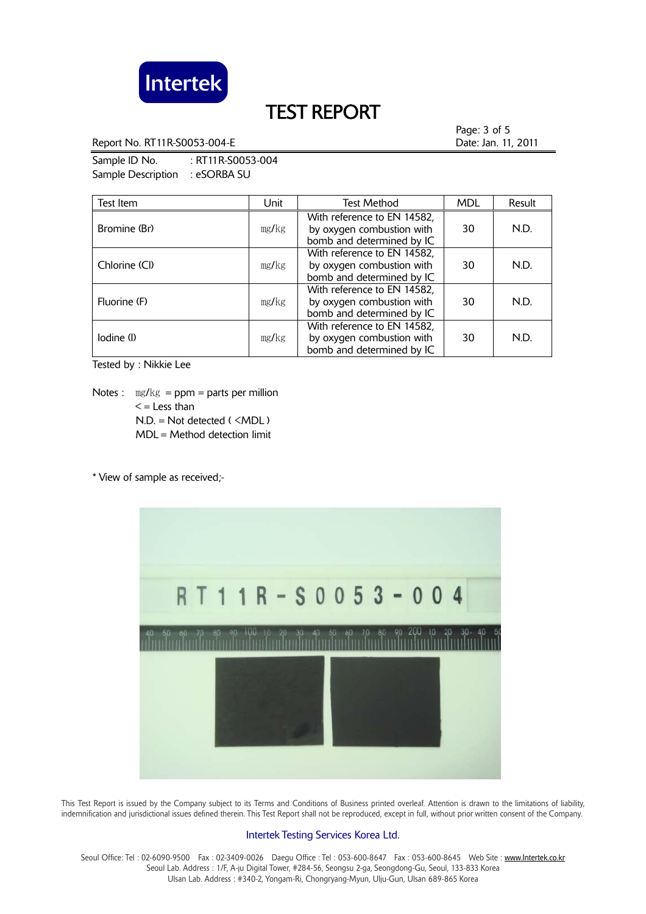# TEST REPORT

Report No. RT11R-S0053-004-E

Date: Jan. 11, 2011

Sample ID No. : RT11R-S0053-004

Sample Description : eSORBA SU

| Test Item | Unit | Test Method | MDL | Result |
|---|---|---|---|---|
| Bromine (Br) | mg/kg | With reference to EN 14582, by oxygen combustion with bomb and determined by IC | 30 | N.D. |
| Chlorine (Cl) | mg/kg | With reference to EN 14582, by oxygen combustion with bomb and determined by IC | 30 | N.D. |
| Fluorine (F) | mg/kg | With reference to EN 14582, by oxygen combustion with bomb and determined by IC | 30 | N.D. |
| Iodine (I) | mg/kg | With reference to EN 14582, by oxygen combustion with bomb and determined by IC | 30 | N.D. |

Tested by : Nikkie Lee

Notes : mg/kg = ppm = parts per million
< = Less than
N.D. = Not detected ( <MDL )
MDL = Method detection limit

* View of sample as received;-

This Test Report is issued by the Company subject to its Terms and Conditions of Business printed overleaf. Attention is drawn to the limitations of liability, indemnification and jurisdictional issues defined therein. This Test Report shall not be reproduced, except in full, without prior written consent of the Company.

Intertek Testing Services Korea Ltd.

Seoul Office: Tel : 02-6090-9500 Fax : 02-3409-0026 Daegu Office : Tel : 053-600-8647 Fax : 053-600-8645 Web Site : www.Intertek.co.kr
Seoul Lab. Address : 1/F, A-ju Digital Tower, #284-56, Seongsu 2-ga, Seongdong-Gu, Seoul, 133-833 Korea
Ulsan Lab. Address : #340-2, Yongam-Ri, Chongryang-Myun, Ulju-Gun, Ulsan 689-865 Korea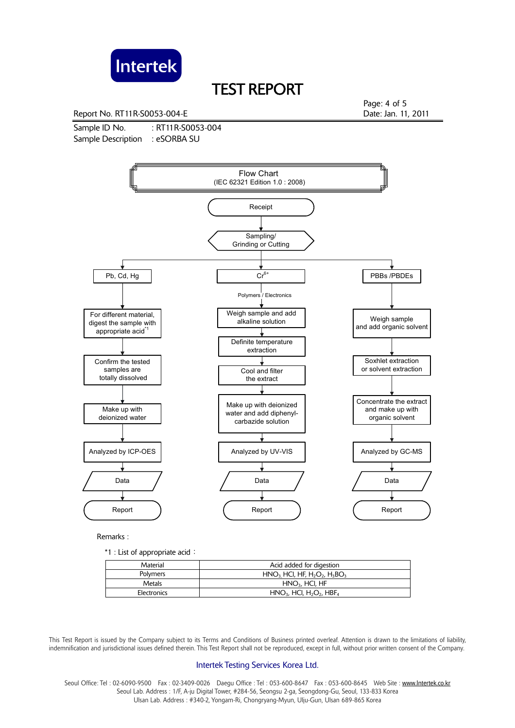# TEST REPORT

Report No. RT11R-S0053-004-E

Date: Jan. 11, 2011

Sample ID No. : RT11R-S0053-004

Sample Description : eSORBA SU

## Flow Chart
(IEC 62321 Edition 1.0 : 2008)

Receipt → Sampling/ Grinding or Cutting

**Pb, Cd, Hg**
- For different material, digest the sample with appropriate acid*1
- Confirm the tested samples are totally dissolved
- Make up with deionized water
- Analyzed by ICP-OES
- Data
- Report

**$Cr^{6+}$** (Polymers / Electronics)
- Weigh sample and add alkaline solution
- Definite temperature extraction
- Cool and filter the extract
- Make up with deionized water and add diphenyl-carbazide solution
- Analyzed by UV-VIS
- Data
- Report

**PBBs /PBDEs**
- Weigh sample and add organic solvent
- Soxhlet extraction or solvent extraction
- Concentrate the extract and make up with organic solvent
- Analyzed by GC-MS
- Data
- Report

Remarks :

*1 : List of appropriate acid :

| Material | Acid added for digestion |
|---|---|
| Polymers | $HNO_3$, HCl, HF, $H_2O_2$, $H_3BO_3$ |
| Metals | $HNO_3$, HCl, HF |
| Electronics | $HNO_3$, HCl, $H_2O_2$, $HBF_4$ |

This Test Report is issued by the Company subject to its Terms and Conditions of Business printed overleaf. Attention is drawn to the limitations of liability, indemnification and jurisdictional issues defined therein. This Test Report shall not be reproduced, except in full, without prior written consent of the Company.

Intertek Testing Services Korea Ltd.

Seoul Office: Tel : 02-6090-9500 Fax : 02-3409-0026 Daegu Office : Tel : 053-600-8647 Fax : 053-600-8645 Web Site : www.Intertek.co.kr
Seoul Lab. Address : 1/F, A-ju Digital Tower, #284-56, Seongsu 2-ga, Seongdong-Gu, Seoul, 133-833 Korea
Ulsan Lab. Address : #340-2, Yongam-Ri, Chongryang-Myun, Ulju-Gun, Ulsan 689-865 Korea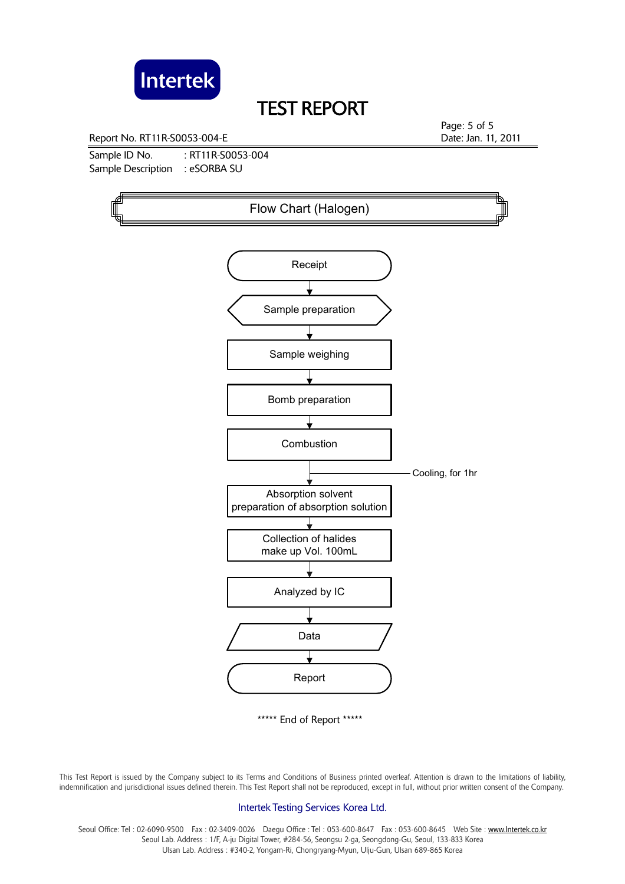# TEST REPORT

Report No. RT11R-S0053-004-E

Date: Jan. 11, 2011

Sample ID No. : RT11R-S0053-004

Sample Description : eSORBA SU

## Flow Chart (Halogen)

Receipt

Sample preparation

Sample weighing

Bomb preparation

Combustion

Cooling, for 1hr

Absorption solvent
preparation of absorption solution

Collection of halides
make up Vol. 100mL

Analyzed by IC

Data

Report

***** End of Report *****

This Test Report is issued by the Company subject to its Terms and Conditions of Business printed overleaf. Attention is drawn to the limitations of liability, indemnification and jurisdictional issues defined therein. This Test Report shall not be reproduced, except in full, without prior written consent of the Company.

Intertek Testing Services Korea Ltd.

Seoul Office: Tel : 02-6090-9500 Fax : 02-3409-0026 Daegu Office : Tel : 053-600-8647 Fax : 053-600-8645 Web Site : www.Intertek.co.kr
Seoul Lab. Address : 1/F, A-ju Digital Tower, #284-56, Seongsu 2-ga, Seongdong-Gu, Seoul, 133-833 Korea
Ulsan Lab. Address : #340-2, Yongam-Ri, Chongryang-Myun, Ulju-Gun, Ulsan 689-865 Korea